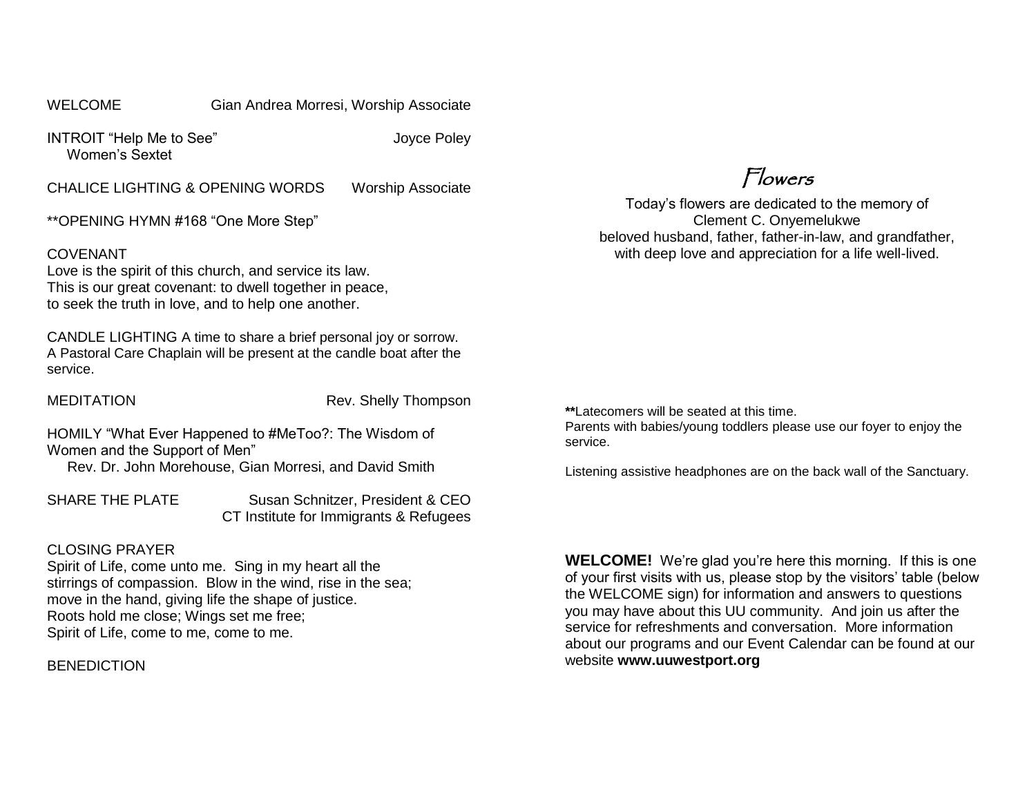WELCOME Gian Andrea Morresi, Worship Associate

INTROIT "Help Me to See" Joyce Poley
Women's Sextet

CHALICE LIGHTING & OPENING WORDS Worship Associate

**OPENING HYMN #168 "One More Step"

COVENANT
Love is the spirit of this church, and service its law.
This is our great covenant: to dwell together in peace,
to seek the truth in love, and to help one another.

CANDLE LIGHTING A time to share a brief personal joy or sorrow. A Pastoral Care Chaplain will be present at the candle boat after the service.

MEDITATION Rev. Shelly Thompson

HOMILY "What Ever Happened to #MeToo?: The Wisdom of Women and the Support of Men"
Rev. Dr. John Morehouse, Gian Morresi, and David Smith

SHARE THE PLATE Susan Schnitzer, President & CEO
CT Institute for Immigrants & Refugees

CLOSING PRAYER
Spirit of Life, come unto me. Sing in my heart all the
stirrings of compassion. Blow in the wind, rise in the sea;
move in the hand, giving life the shape of justice.
Roots hold me close; Wings set me free;
Spirit of Life, come to me, come to me.

BENEDICTION

## Flowers

Today's flowers are dedicated to the memory of
Clement C. Onyemelukwe
beloved husband, father, father-in-law, and grandfather,
with deep love and appreciation for a life well-lived.

**Latecomers will be seated at this time.
Parents with babies/young toddlers please use our foyer to enjoy the service.

Listening assistive headphones are on the back wall of the Sanctuary.

**WELCOME!** We're glad you're here this morning. If this is one of your first visits with us, please stop by the visitors' table (below the WELCOME sign) for information and answers to questions you may have about this UU community. And join us after the service for refreshments and conversation. More information about our programs and our Event Calendar can be found at our website **www.uuwestport.org**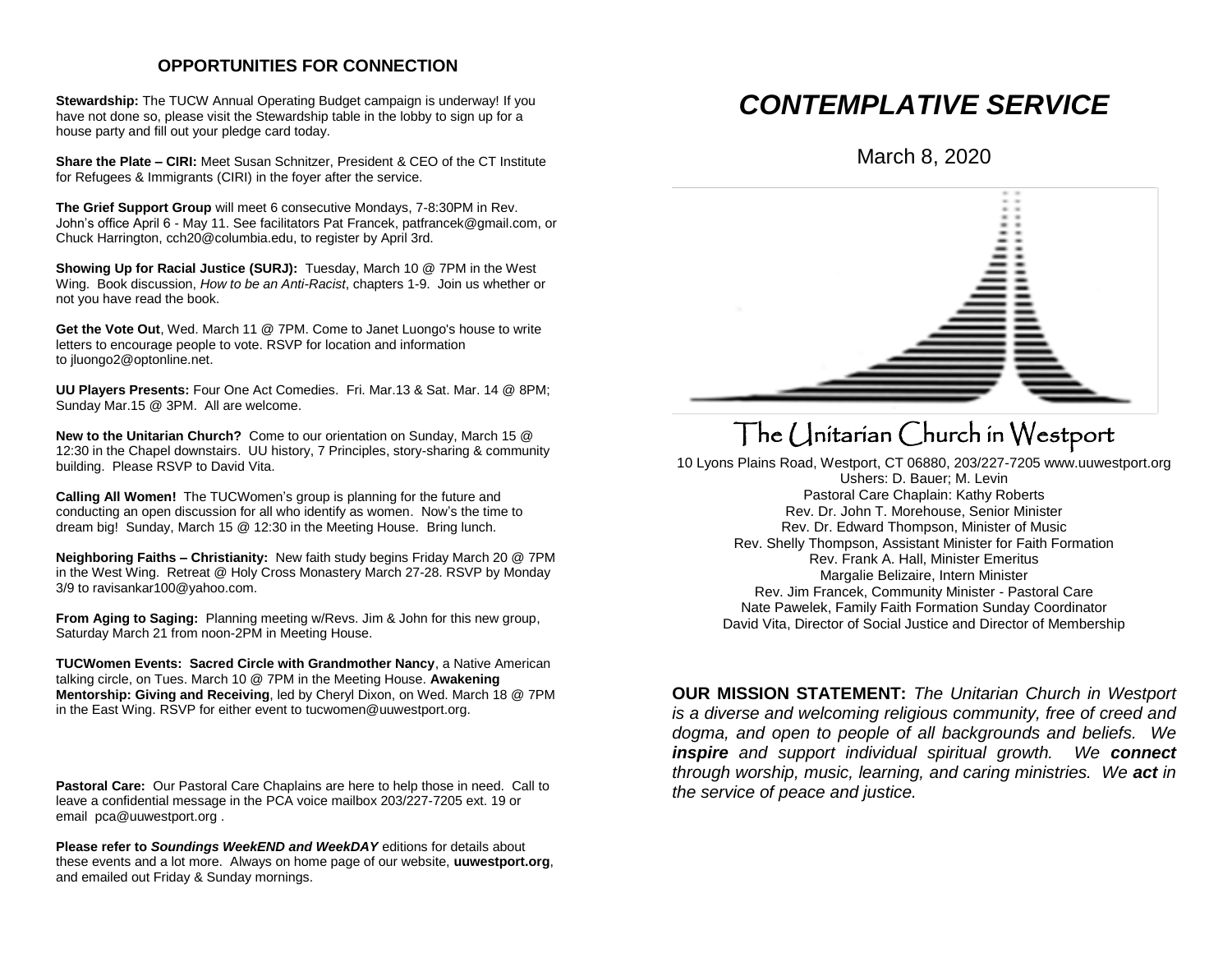## OPPORTUNITIES FOR CONNECTION

**Stewardship:** The TUCW Annual Operating Budget campaign is underway! If you have not done so, please visit the Stewardship table in the lobby to sign up for a house party and fill out your pledge card today.

**Share the Plate – CIRI:** Meet Susan Schnitzer, President & CEO of the CT Institute for Refugees & Immigrants (CIRI) in the foyer after the service.

**The Grief Support Group** will meet 6 consecutive Mondays, 7-8:30PM in Rev. John's office April 6 - May 11. See facilitators Pat Francek, patfrancek@gmail.com, or Chuck Harrington, cch20@columbia.edu, to register by April 3rd.

**Showing Up for Racial Justice (SURJ):** Tuesday, March 10 @ 7PM in the West Wing. Book discussion, *How to be an Anti-Racist*, chapters 1-9. Join us whether or not you have read the book.

**Get the Vote Out**, Wed. March 11 @ 7PM. Come to Janet Luongo's house to write letters to encourage people to vote. RSVP for location and information to jluongo2@optonline.net.

**UU Players Presents:** Four One Act Comedies. Fri. Mar.13 & Sat. Mar. 14 @ 8PM; Sunday Mar.15 @ 3PM. All are welcome.

**New to the Unitarian Church?** Come to our orientation on Sunday, March 15 @ 12:30 in the Chapel downstairs. UU history, 7 Principles, story-sharing & community building. Please RSVP to David Vita.

**Calling All Women!** The TUCWomen's group is planning for the future and conducting an open discussion for all who identify as women. Now's the time to dream big! Sunday, March 15 @ 12:30 in the Meeting House. Bring lunch.

**Neighboring Faiths – Christianity:** New faith study begins Friday March 20 @ 7PM in the West Wing. Retreat @ Holy Cross Monastery March 27-28. RSVP by Monday 3/9 to ravisankar100@yahoo.com.

**From Aging to Saging:** Planning meeting w/Revs. Jim & John for this new group, Saturday March 21 from noon-2PM in Meeting House.

**TUCWomen Events: Sacred Circle with Grandmother Nancy**, a Native American talking circle, on Tues. March 10 @ 7PM in the Meeting House. **Awakening Mentorship: Giving and Receiving**, led by Cheryl Dixon, on Wed. March 18 @ 7PM in the East Wing. RSVP for either event to tucwomen@uuwestport.org.

**Pastoral Care:** Our Pastoral Care Chaplains are here to help those in need. Call to leave a confidential message in the PCA voice mailbox 203/227-7205 ext. 19 or email pca@uuwestport.org .

**Please refer to *Soundings WeekEND and WeekDAY*** editions for details about these events and a lot more. Always on home page of our website, **uuwestport.org**, and emailed out Friday & Sunday mornings.

# *CONTEMPLATIVE SERVICE*

March 8, 2020

## The Unitarian Church in Westport

10 Lyons Plains Road, Westport, CT 06880, 203/227-7205 www.uuwestport.org
Ushers: D. Bauer; M. Levin
Pastoral Care Chaplain: Kathy Roberts
Rev. Dr. John T. Morehouse, Senior Minister
Rev. Dr. Edward Thompson, Minister of Music
Rev. Shelly Thompson, Assistant Minister for Faith Formation
Rev. Frank A. Hall, Minister Emeritus
Margalie Belizaire, Intern Minister
Rev. Jim Francek, Community Minister - Pastoral Care
Nate Pawelek, Family Faith Formation Sunday Coordinator
David Vita, Director of Social Justice and Director of Membership

**OUR MISSION STATEMENT:** *The Unitarian Church in Westport is a diverse and welcoming religious community, free of creed and dogma, and open to people of all backgrounds and beliefs. We **inspire** and support individual spiritual growth. We **connect** through worship, music, learning, and caring ministries. We **act** in the service of peace and justice.*